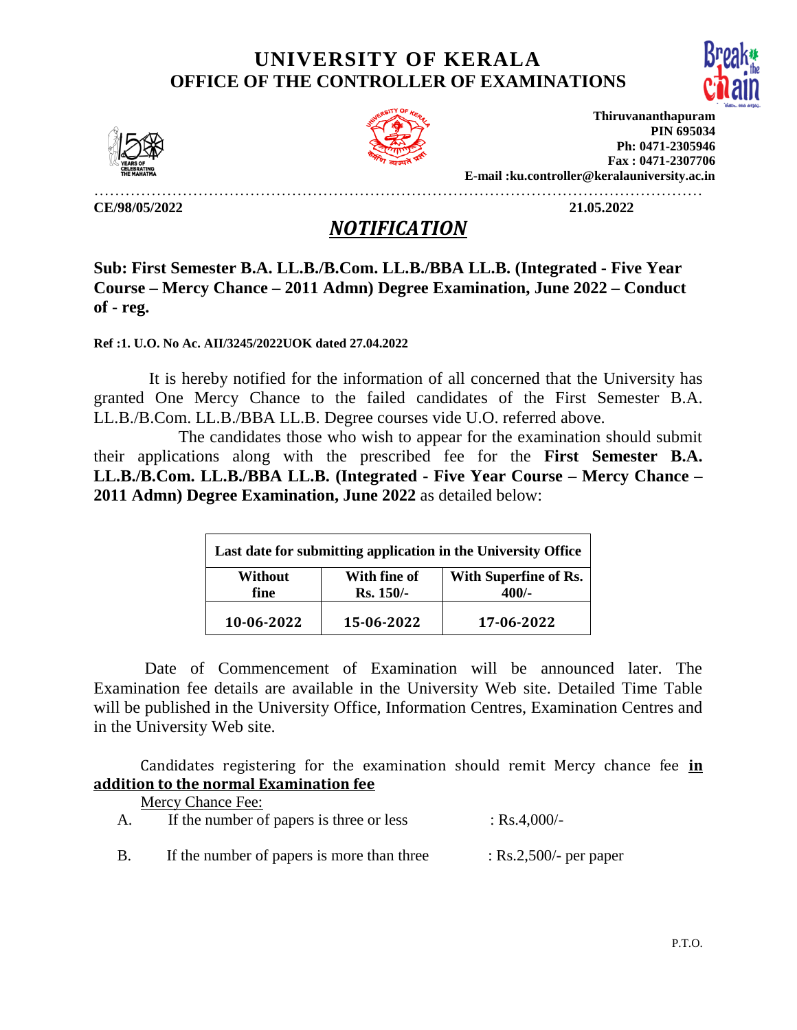# UNIVERSITY OF KERALA
## OFFICE OF THE CONTROLLER OF EXAMINATIONS

**Thiruvananthapuram**
**PIN 695034**
**Ph: 0471-2305946**
**Fax : 0471-2307706**
**E-mail :ku.controller@keralauniversity.ac.in**

**CE/98/05/2022** **21.05.2022**

## ***NOTIFICATION***

**Sub: First Semester B.A. LL.B./B.Com. LL.B./BBA LL.B. (Integrated - Five Year Course – Mercy Chance – 2011 Admn) Degree Examination, June 2022 – Conduct of - reg.**

**Ref :1. U.O. No Ac. AII/3245/2022UOK dated 27.04.2022**

It is hereby notified for the information of all concerned that the University has granted One Mercy Chance to the failed candidates of the First Semester B.A. LL.B./B.Com. LL.B./BBA LL.B. Degree courses vide U.O. referred above.

The candidates those who wish to appear for the examination should submit their applications along with the prescribed fee for the **First Semester B.A. LL.B./B.Com. LL.B./BBA LL.B. (Integrated - Five Year Course – Mercy Chance – 2011 Admn) Degree Examination, June 2022** as detailed below:

| **Last date for submitting application in the University Office** | | |
|---|---|---|
| **Without fine** | **With fine of Rs. 150/-** | **With Superfine of Rs. 400/-** |
| **10-06-2022** | **15-06-2022** | **17-06-2022** |

Date of Commencement of Examination will be announced later. The Examination fee details are available in the University Web site. Detailed Time Table will be published in the University Office, Information Centres, Examination Centres and in the University Web site.

Candidates registering for the examination should remit Mercy chance fee **in addition to the normal Examination fee**

Mercy Chance Fee:

A. If the number of papers is three or less : Rs.4,000/-

B. If the number of papers is more than three : Rs.2,500/- per paper

P.T.O.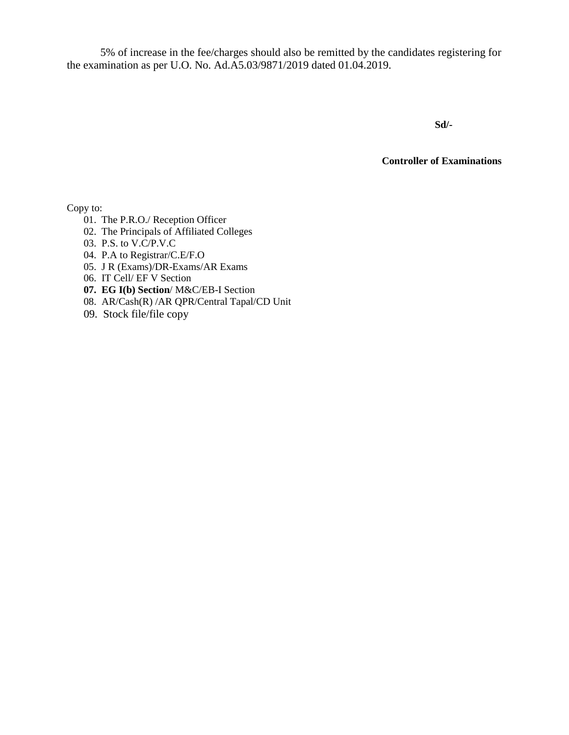5% of increase in the fee/charges should also be remitted by the candidates registering for the examination as per U.O. No. Ad.A5.03/9871/2019 dated 01.04.2019.

**Sd/-**

**Controller of Examinations**

Copy to:

01. The P.R.O./ Reception Officer
02. The Principals of Affiliated Colleges
03. P.S. to V.C/P.V.C
04. P.A to Registrar/C.E/F.O
05. J R (Exams)/DR-Exams/AR Exams
06. IT Cell/ EF V Section
07. **EG I(b) Section**/ M&C/EB-I Section
08. AR/Cash(R) /AR QPR/Central Tapal/CD Unit
09. Stock file/file copy